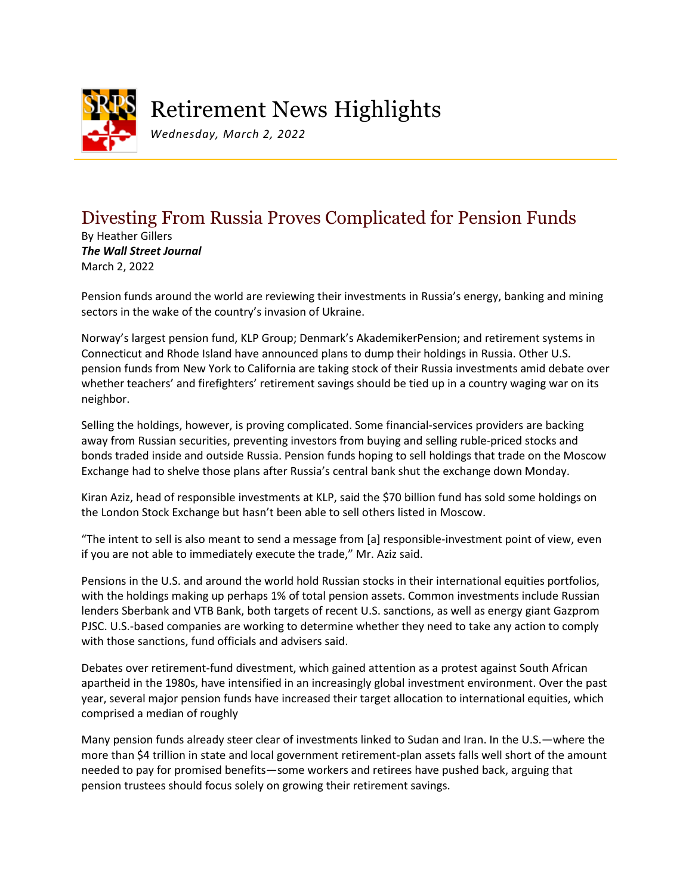# Retirement News Highlights

*Wednesday, March 2, 2022*

## Divesting From Russia Proves Complicated for Pension Funds

By Heather Gillers
***The Wall Street Journal***
March 2, 2022

Pension funds around the world are reviewing their investments in Russia's energy, banking and mining sectors in the wake of the country's invasion of Ukraine.

Norway's largest pension fund, KLP Group; Denmark's AkademikerPension; and retirement systems in Connecticut and Rhode Island have announced plans to dump their holdings in Russia. Other U.S. pension funds from New York to California are taking stock of their Russia investments amid debate over whether teachers' and firefighters' retirement savings should be tied up in a country waging war on its neighbor.

Selling the holdings, however, is proving complicated. Some financial-services providers are backing away from Russian securities, preventing investors from buying and selling ruble-priced stocks and bonds traded inside and outside Russia. Pension funds hoping to sell holdings that trade on the Moscow Exchange had to shelve those plans after Russia's central bank shut the exchange down Monday.

Kiran Aziz, head of responsible investments at KLP, said the $70 billion fund has sold some holdings on the London Stock Exchange but hasn't been able to sell others listed in Moscow.

"The intent to sell is also meant to send a message from [a] responsible-investment point of view, even if you are not able to immediately execute the trade," Mr. Aziz said.

Pensions in the U.S. and around the world hold Russian stocks in their international equities portfolios, with the holdings making up perhaps 1% of total pension assets. Common investments include Russian lenders Sberbank and VTB Bank, both targets of recent U.S. sanctions, as well as energy giant Gazprom PJSC. U.S.-based companies are working to determine whether they need to take any action to comply with those sanctions, fund officials and advisers said.

Debates over retirement-fund divestment, which gained attention as a protest against South African apartheid in the 1980s, have intensified in an increasingly global investment environment. Over the past year, several major pension funds have increased their target allocation to international equities, which comprised a median of roughly

Many pension funds already steer clear of investments linked to Sudan and Iran. In the U.S.—where the more than $4 trillion in state and local government retirement-plan assets falls well short of the amount needed to pay for promised benefits—some workers and retirees have pushed back, arguing that pension trustees should focus solely on growing their retirement savings.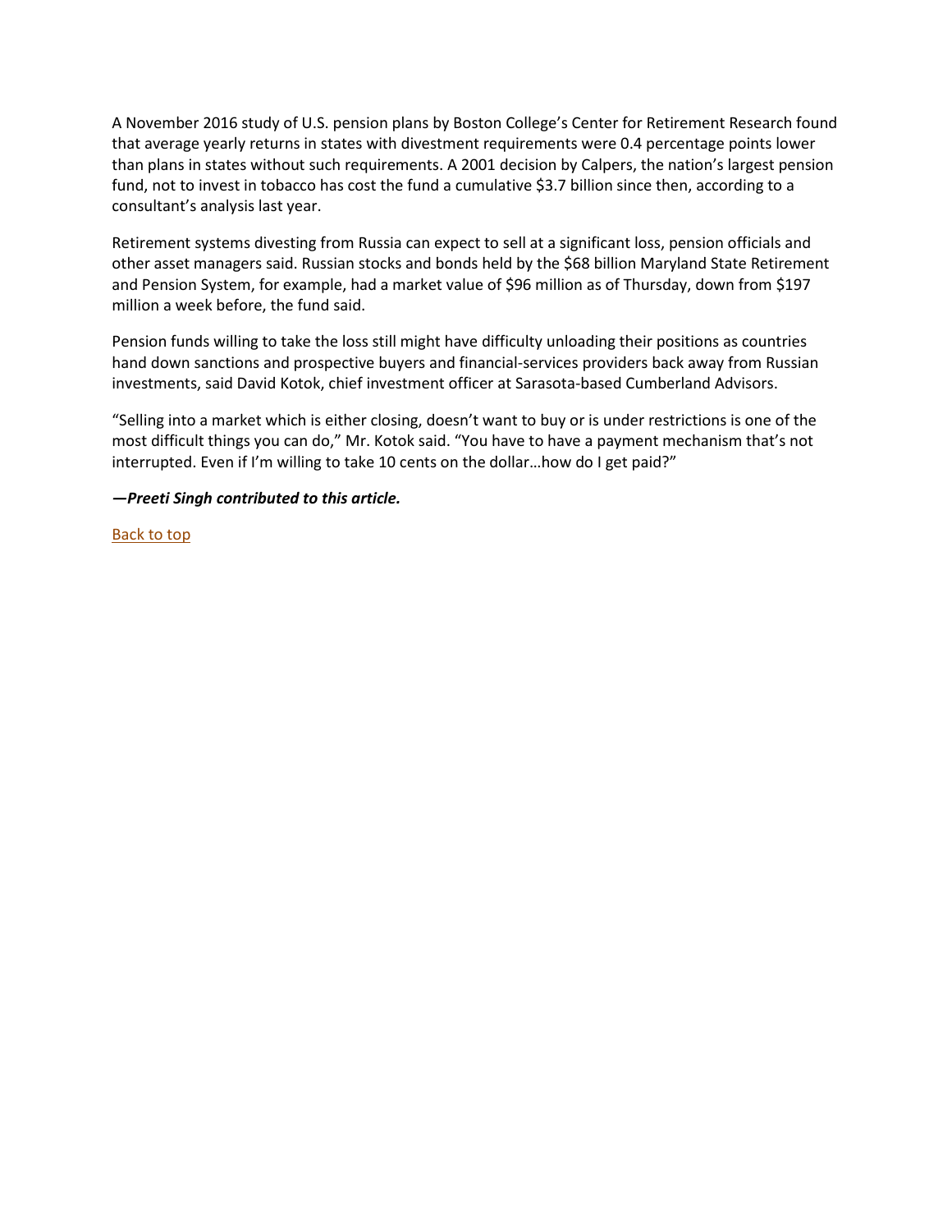A November 2016 study of U.S. pension plans by Boston College's Center for Retirement Research found that average yearly returns in states with divestment requirements were 0.4 percentage points lower than plans in states without such requirements. A 2001 decision by Calpers, the nation's largest pension fund, not to invest in tobacco has cost the fund a cumulative $3.7 billion since then, according to a consultant's analysis last year.

Retirement systems divesting from Russia can expect to sell at a significant loss, pension officials and other asset managers said. Russian stocks and bonds held by the $68 billion Maryland State Retirement and Pension System, for example, had a market value of $96 million as of Thursday, down from $197 million a week before, the fund said.

Pension funds willing to take the loss still might have difficulty unloading their positions as countries hand down sanctions and prospective buyers and financial-services providers back away from Russian investments, said David Kotok, chief investment officer at Sarasota-based Cumberland Advisors.

"Selling into a market which is either closing, doesn't want to buy or is under restrictions is one of the most difficult things you can do," Mr. Kotok said. "You have to have a payment mechanism that's not interrupted. Even if I'm willing to take 10 cents on the dollar…how do I get paid?"

***—Preeti Singh contributed to this article.***

Back to top